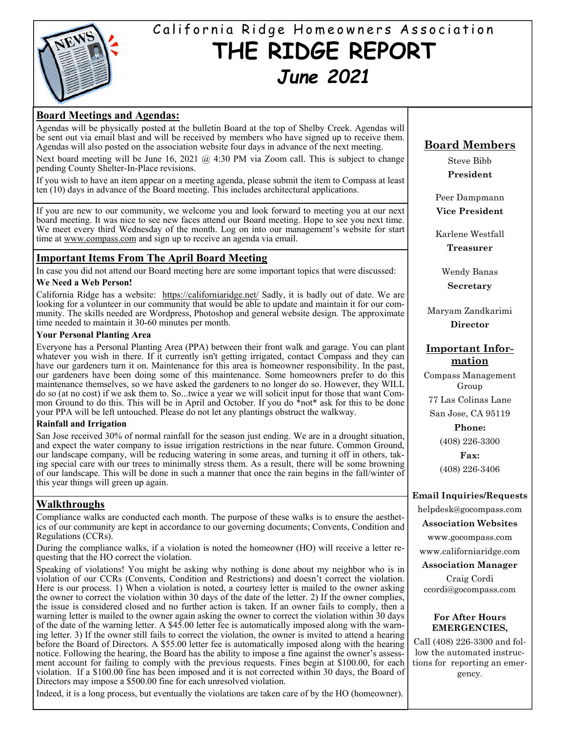# California Ridge Homeowners Association

# THE RIDGE REPORT

## *June 2021*

## Board Meetings and Agendas:

Agendas will be physically posted at the bulletin Board at the top of Shelby Creek. Agendas will be sent out via email blast and will be received by members who have signed up to receive them. Agendas will also posted on the association website four days in advance of the next meeting.

Next board meeting will be June 16, 2021 @ 4:30 PM via Zoom call. This is subject to change pending County Shelter-In-Place revisions.

If you wish to have an item appear on a meeting agenda, please submit the item to Compass at least ten (10) days in advance of the Board meeting. This includes architectural applications.

If you are new to our community, we welcome you and look forward to meeting you at our next board meeting. It was nice to see new faces attend our Board meeting. Hope to see you next time. We meet every third Wednesday of the month. Log on into our management's website for start time at www.compass.com and sign up to receive an agenda via email.

## Important Items From The April Board Meeting

In case you did not attend our Board meeting here are some important topics that were discussed:

**We Need a Web Person!**

California Ridge has a website: https://californiaridge.net/ Sadly, it is badly out of date. We are looking for a volunteer in our community that would be able to update and maintain it for our community. The skills needed are Wordpress, Photoshop and general website design. The approximate time needed to maintain it 30-60 minutes per month.

**Your Personal Planting Area**

Everyone has a Personal Planting Area (PPA) between their front walk and garage. You can plant whatever you wish in there. If it currently isn't getting irrigated, contact Compass and they can have our gardeners turn it on. Maintenance for this area is homeowner responsibility. In the past, our gardeners have been doing some of this maintenance. Some homeowners prefer to do this maintenance themselves, so we have asked the gardeners to no longer do so. However, they WILL do so (at no cost) if we ask them to. So...twice a year we will solicit input for those that want Common Ground to do this. This will be in April and October. If you do *not* ask for this to be done your PPA will be left untouched. Please do not let any plantings obstruct the walkway.

**Rainfall and Irrigation**

San Jose received 30% of normal rainfall for the season just ending. We are in a drought situation, and expect the water company to issue irrigation restrictions in the near future. Common Ground, our landscape company, will be reducing watering in some areas, and turning it off in others, taking special care with our trees to minimally stress them. As a result, there will be some browning of our landscape. This will be done in such a manner that once the rain begins in the fall/winter of this year things will green up again.

## Walkthroughs

Compliance walks are conducted each month. The purpose of these walks is to ensure the aesthetics of our community are kept in accordance to our governing documents; Convents, Condition and Regulations (CCRs).

During the compliance walks, if a violation is noted the homeowner (HO) will receive a letter requesting that the HO correct the violation.

Speaking of violations! You might be asking why nothing is done about my neighbor who is in violation of our CCRs (Convents, Condition and Restrictions) and doesn't correct the violation. Here is our process. 1) When a violation is noted, a courtesy letter is mailed to the owner asking the owner to correct the violation within 30 days of the date of the letter. 2) If the owner complies, the issue is considered closed and no further action is taken. If an owner fails to comply, then a warning letter is mailed to the owner again asking the owner to correct the violation within 30 days of the date of the warning letter. A $45.00 letter fee is automatically imposed along with the warning letter. 3) If the owner still fails to correct the violation, the owner is invited to attend a hearing before the Board of Directors. A $55.00 letter fee is automatically imposed along with the hearing notice. Following the hearing, the Board has the ability to impose a fine against the owner's assessment account for failing to comply with the previous requests. Fines begin at $100.00, for each violation. If a $100.00 fine has been imposed and it is not corrected within 30 days, the Board of Directors may impose a $500.00 fine for each unresolved violation.

Indeed, it is a long process, but eventually the violations are taken care of by the HO (homeowner).

## Board Members

Steve Bibb
**President**

Peer Dampmann
**Vice President**

Karlene Westfall
**Treasurer**

Wendy Banas
**Secretary**

Maryam Zandkarimi
**Director**

## Important Information

Compass Management Group

77 Las Colinas Lane

San Jose, CA 95119

**Phone:**
(408) 226-3300

**Fax:**
(408) 226-3406

**Email Inquiries/Requests**
helpdesk@gocompass.com

**Association Websites**
www.gocompass.com
www.californiaridge.com

**Association Manager**
Craig Cordi
ccordi@gocompass.com

**For After Hours EMERGENCIES,**

Call (408) 226-3300 and follow the automated instructions for reporting an emergency.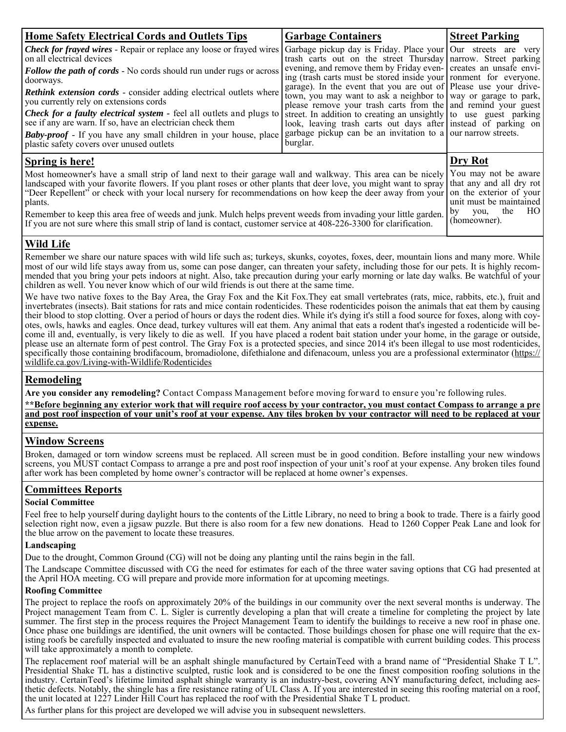## Home Safety Electrical Cords and Outlets Tips

***Check for frayed wires*** - Repair or replace any loose or frayed wires on all electrical devices

***Follow the path of cords*** - No cords should run under rugs or across doorways.

***Rethink extension cords*** - consider adding electrical outlets where you currently rely on extensions cords

***Check for a faulty electrical system*** - feel all outlets and plugs to see if any are warn. If so, have an electrician check them

***Baby-proof*** - If you have any small children in your house, place plastic safety covers over unused outlets

## Garbage Containers

Garbage pickup day is Friday. Place your trash carts out on the street Thursday evening, and remove them by Friday evening (trash carts must be stored inside your garage). In the event that you are out of town, you may want to ask a neighbor to please remove your trash carts from the street. In addition to creating an unsightly look, leaving trash carts out days after garbage pickup can be an invitation to a burglar.

## Street Parking

Our streets are very narrow. Street parking creates an unsafe environment for everyone. Please use your driveway or garage to park, and remind your guest to use guest parking instead of parking on our narrow streets.

## Spring is here!

Most homeowner's have a small strip of land next to their garage wall and walkway. This area can be nicely landscaped with your favorite flowers. If you plant roses or other plants that deer love, you might want to spray "Deer Repellent" or check with your local nursery for recommendations on how keep the deer away from your plants.

Remember to keep this area free of weeds and junk. Mulch helps prevent weeds from invading your little garden. If you are not sure where this small strip of land is contact, customer service at 408-226-3300 for clarification.

## Dry Rot

You may not be aware that any and all dry rot on the exterior of your unit must be maintained by you, the HO (homeowner).

## Wild Life

Remember we share our nature spaces with wild life such as; turkeys, skunks, coyotes, foxes, deer, mountain lions and many more. While most of our wild life stays away from us, some can pose danger, can threaten your safety, including those for our pets. It is highly recommended that you bring your pets indoors at night. Also, take precaution during your early morning or late day walks. Be watchful of your children as well. You never know which of our wild friends is out there at the same time.

We have two native foxes to the Bay Area, the Gray Fox and the Kit Fox.They eat small vertebrates (rats, mice, rabbits, etc.), fruit and invertebrates (insects). Bait stations for rats and mice contain rodenticides. These rodenticides poison the animals that eat them by causing their blood to stop clotting. Over a period of hours or days the rodent dies. While it's dying it's still a food source for foxes, along with coyotes, owls, hawks and eagles. Once dead, turkey vultures will eat them. Any animal that eats a rodent that's ingested a rodenticide will become ill and, eventually, is very likely to die as well. If you have placed a rodent bait station under your home, in the garage or outside, please use an alternate form of pest control. The Gray Fox is a protected species, and since 2014 it's been illegal to use most rodenticides, specifically those containing brodifacoum, bromadiolone, difethialone and difenacoum, unless you are a professional exterminator (https://wildlife.ca.gov/Living-with-Wildlife/Rodenticides

## Remodeling

**Are you consider any remodeling?** Contact Compass Management before moving forward to ensure you're following rules.

**\*\*Before beginning any exterior work that will require roof access by your contractor, you must contact Compass to arrange a pre and post roof inspection of your unit's roof at your expense. Any tiles broken by your contractor will need to be replaced at your expense.**

## Window Screens

Broken, damaged or torn window screens must be replaced. All screen must be in good condition. Before installing your new windows screens, you MUST contact Compass to arrange a pre and post roof inspection of your unit's roof at your expense. Any broken tiles found after work has been completed by home owner's contractor will be replaced at home owner's expenses.

## Committees Reports

### Social Committee

Feel free to help yourself during daylight hours to the contents of the Little Library, no need to bring a book to trade. There is a fairly good selection right now, even a jigsaw puzzle. But there is also room for a few new donations. Head to 1260 Copper Peak Lane and look for the blue arrow on the pavement to locate these treasures.

### Landscaping

Due to the drought, Common Ground (CG) will not be doing any planting until the rains begin in the fall.

The Landscape Committee discussed with CG the need for estimates for each of the three water saving options that CG had presented at the April HOA meeting. CG will prepare and provide more information for at upcoming meetings.

### Roofing Committee

The project to replace the roofs on approximately 20% of the buildings in our community over the next several months is underway. The Project management Team from C. L. Sigler is currently developing a plan that will create a timeline for completing the project by late summer. The first step in the process requires the Project Management Team to identify the buildings to receive a new roof in phase one. Once phase one buildings are identified, the unit owners will be contacted. Those buildings chosen for phase one will require that the existing roofs be carefully inspected and evaluated to insure the new roofing material is compatible with current building codes. This process will take approximately a month to complete.

The replacement roof material will be an asphalt shingle manufactured by CertainTeed with a brand name of "Presidential Shake T L". Presidential Shake TL has a distinctive sculpted, rustic look and is considered to be one the finest composition roofing solutions in the industry. CertainTeed's lifetime limited asphalt shingle warranty is an industry-best, covering ANY manufacturing defect, including aesthetic defects. Notably, the shingle has a fire resistance rating of UL Class A. If you are interested in seeing this roofing material on a roof, the unit located at 1227 Linder Hill Court has replaced the roof with the Presidential Shake T L product.

As further plans for this project are developed we will advise you in subsequent newsletters.